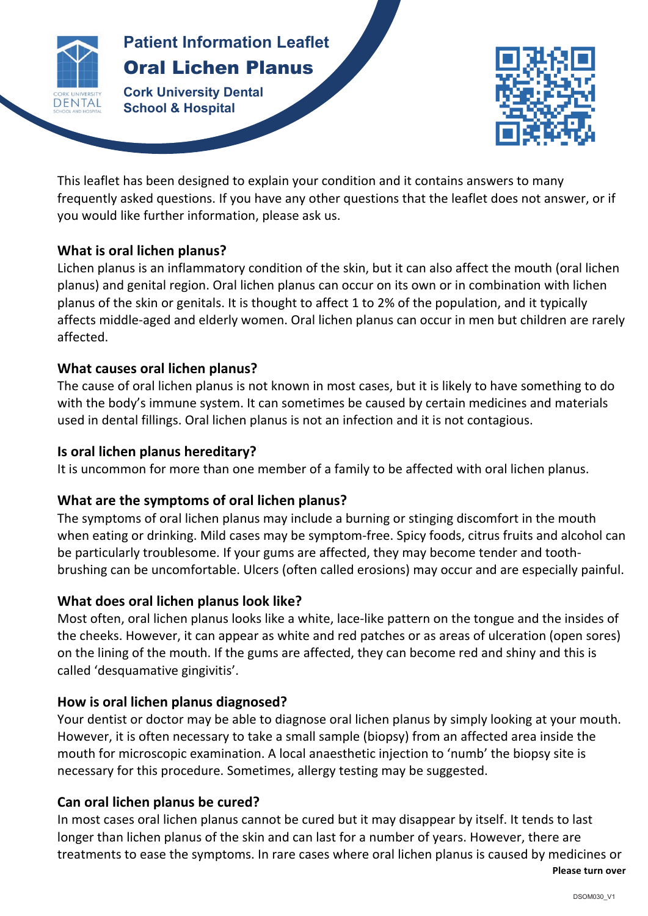Patient Information Leaflet

# Oral Lichen Planus

**Cork University Dental School & Hospital**

This leaflet has been designed to explain your condition and it contains answers to many frequently asked questions. If you have any other questions that the leaflet does not answer, or if you would like further information, please ask us.

## What is oral lichen planus?

Lichen planus is an inflammatory condition of the skin, but it can also affect the mouth (oral lichen planus) and genital region. Oral lichen planus can occur on its own or in combination with lichen planus of the skin or genitals. It is thought to affect 1 to 2% of the population, and it typically affects middle-aged and elderly women. Oral lichen planus can occur in men but children are rarely affected.

## What causes oral lichen planus?

The cause of oral lichen planus is not known in most cases, but it is likely to have something to do with the body's immune system. It can sometimes be caused by certain medicines and materials used in dental fillings. Oral lichen planus is not an infection and it is not contagious.

## Is oral lichen planus hereditary?

It is uncommon for more than one member of a family to be affected with oral lichen planus.

## What are the symptoms of oral lichen planus?

The symptoms of oral lichen planus may include a burning or stinging discomfort in the mouth when eating or drinking. Mild cases may be symptom-free. Spicy foods, citrus fruits and alcohol can be particularly troublesome. If your gums are affected, they may become tender and tooth-brushing can be uncomfortable. Ulcers (often called erosions) may occur and are especially painful.

## What does oral lichen planus look like?

Most often, oral lichen planus looks like a white, lace-like pattern on the tongue and the insides of the cheeks. However, it can appear as white and red patches or as areas of ulceration (open sores) on the lining of the mouth. If the gums are affected, they can become red and shiny and this is called 'desquamative gingivitis'.

## How is oral lichen planus diagnosed?

Your dentist or doctor may be able to diagnose oral lichen planus by simply looking at your mouth. However, it is often necessary to take a small sample (biopsy) from an affected area inside the mouth for microscopic examination. A local anaesthetic injection to 'numb' the biopsy site is necessary for this procedure. Sometimes, allergy testing may be suggested.

## Can oral lichen planus be cured?

In most cases oral lichen planus cannot be cured but it may disappear by itself. It tends to last longer than lichen planus of the skin and can last for a number of years. However, there are treatments to ease the symptoms. In rare cases where oral lichen planus is caused by medicines or

**Please turn over**

DSOM030_V1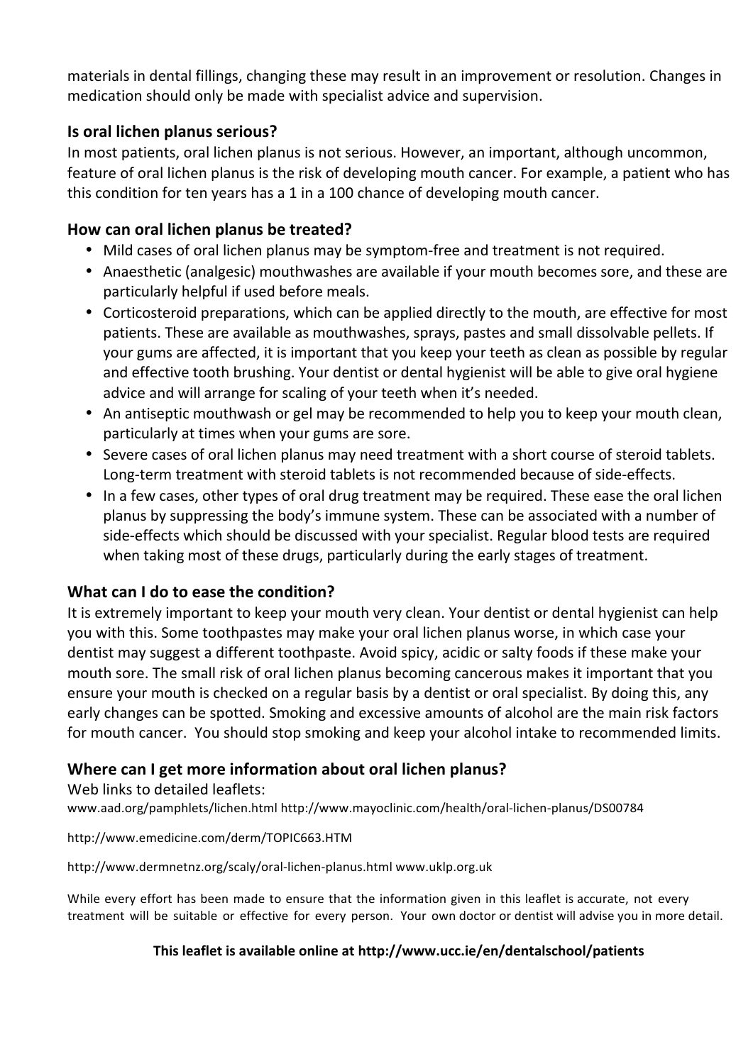materials in dental fillings, changing these may result in an improvement or resolution. Changes in medication should only be made with specialist advice and supervision.

## Is oral lichen planus serious?

In most patients, oral lichen planus is not serious. However, an important, although uncommon, feature of oral lichen planus is the risk of developing mouth cancer. For example, a patient who has this condition for ten years has a 1 in a 100 chance of developing mouth cancer.

## How can oral lichen planus be treated?

- Mild cases of oral lichen planus may be symptom-free and treatment is not required.
- Anaesthetic (analgesic) mouthwashes are available if your mouth becomes sore, and these are particularly helpful if used before meals.
- Corticosteroid preparations, which can be applied directly to the mouth, are effective for most patients. These are available as mouthwashes, sprays, pastes and small dissolvable pellets. If your gums are affected, it is important that you keep your teeth as clean as possible by regular and effective tooth brushing. Your dentist or dental hygienist will be able to give oral hygiene advice and will arrange for scaling of your teeth when it's needed.
- An antiseptic mouthwash or gel may be recommended to help you to keep your mouth clean, particularly at times when your gums are sore.
- Severe cases of oral lichen planus may need treatment with a short course of steroid tablets. Long-term treatment with steroid tablets is not recommended because of side-effects.
- In a few cases, other types of oral drug treatment may be required. These ease the oral lichen planus by suppressing the body's immune system. These can be associated with a number of side-effects which should be discussed with your specialist. Regular blood tests are required when taking most of these drugs, particularly during the early stages of treatment.

## What can I do to ease the condition?

It is extremely important to keep your mouth very clean. Your dentist or dental hygienist can help you with this. Some toothpastes may make your oral lichen planus worse, in which case your dentist may suggest a different toothpaste. Avoid spicy, acidic or salty foods if these make your mouth sore. The small risk of oral lichen planus becoming cancerous makes it important that you ensure your mouth is checked on a regular basis by a dentist or oral specialist. By doing this, any early changes can be spotted. Smoking and excessive amounts of alcohol are the main risk factors for mouth cancer. You should stop smoking and keep your alcohol intake to recommended limits.

## Where can I get more information about oral lichen planus?

Web links to detailed leaflets:

www.aad.org/pamphlets/lichen.html http://www.mayoclinic.com/health/oral-lichen-planus/DS00784

http://www.emedicine.com/derm/TOPIC663.HTM

http://www.dermnetnz.org/scaly/oral-lichen-planus.html www.uklp.org.uk

While every effort has been made to ensure that the information given in this leaflet is accurate, not every treatment will be suitable or effective for every person. Your own doctor or dentist will advise you in more detail.

**This leaflet is available online at http://www.ucc.ie/en/dentalschool/patients**